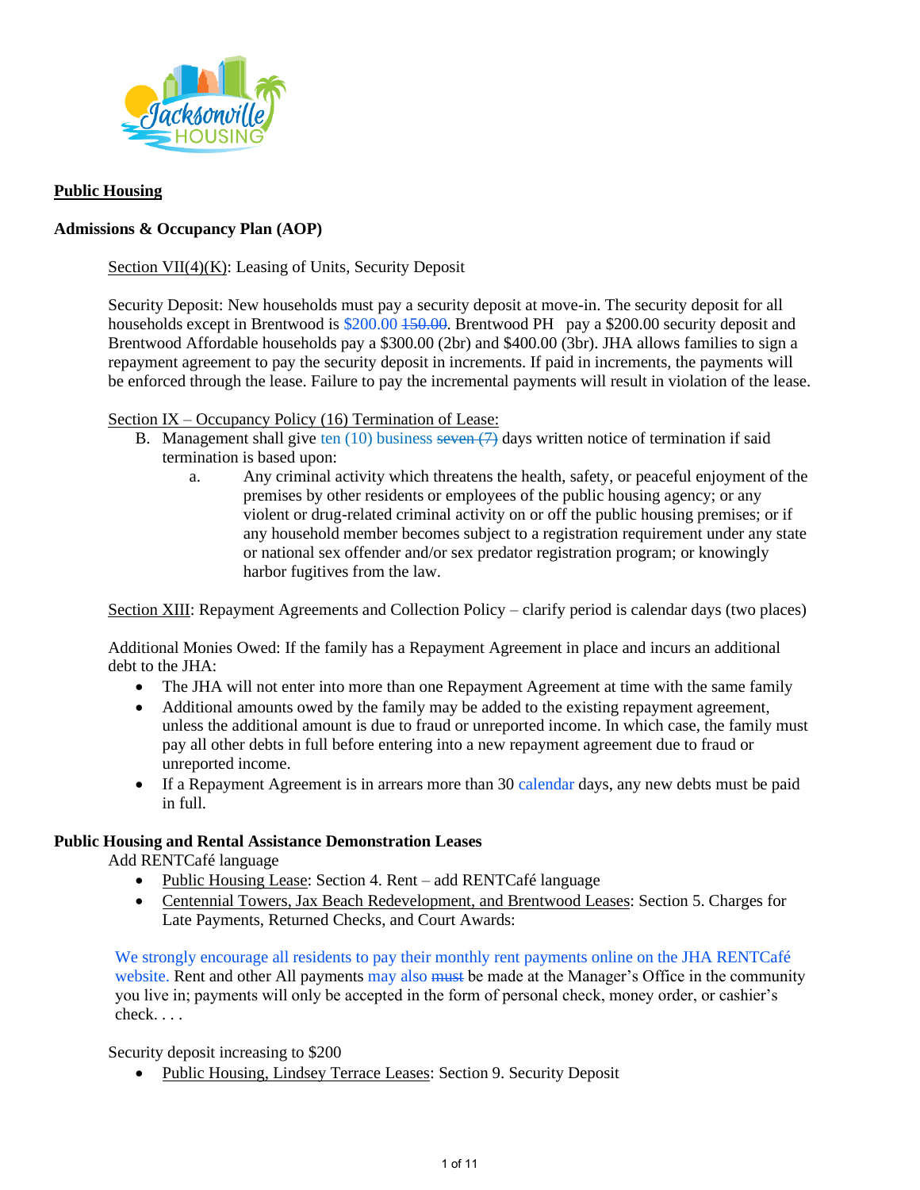**Public Housing**

**Admissions & Occupancy Plan (AOP)**

Section VII(4)(K): Leasing of Units, Security Deposit

Security Deposit: New households must pay a security deposit at move-in. The security deposit for all households except in Brentwood is $200.00 ~~150.00~~. Brentwood PH pay a $200.00 security deposit and Brentwood Affordable households pay a $300.00 (2br) and $400.00 (3br). JHA allows families to sign a repayment agreement to pay the security deposit in increments. If paid in increments, the payments will be enforced through the lease. Failure to pay the incremental payments will result in violation of the lease.

Section IX – Occupancy Policy (16) Termination of Lease:

B. Management shall give ten (10) business ~~seven (7)~~ days written notice of termination if said termination is based upon:

   a. Any criminal activity which threatens the health, safety, or peaceful enjoyment of the premises by other residents or employees of the public housing agency; or any violent or drug-related criminal activity on or off the public housing premises; or if any household member becomes subject to a registration requirement under any state or national sex offender and/or sex predator registration program; or knowingly harbor fugitives from the law.

Section XIII: Repayment Agreements and Collection Policy – clarify period is calendar days (two places)

Additional Monies Owed: If the family has a Repayment Agreement in place and incurs an additional debt to the JHA:

- The JHA will not enter into more than one Repayment Agreement at time with the same family
- Additional amounts owed by the family may be added to the existing repayment agreement, unless the additional amount is due to fraud or unreported income. In which case, the family must pay all other debts in full before entering into a new repayment agreement due to fraud or unreported income.
- If a Repayment Agreement is in arrears more than 30 calendar days, any new debts must be paid in full.

**Public Housing and Rental Assistance Demonstration Leases**

Add RENTCafé language

- Public Housing Lease: Section 4. Rent – add RENTCafé language
- Centennial Towers, Jax Beach Redevelopment, and Brentwood Leases: Section 5. Charges for Late Payments, Returned Checks, and Court Awards:

We strongly encourage all residents to pay their monthly rent payments online on the JHA RENTCafé website. Rent and other All payments may also ~~must~~ be made at the Manager's Office in the community you live in; payments will only be accepted in the form of personal check, money order, or cashier's check. . . .

Security deposit increasing to $200

- Public Housing, Lindsey Terrace Leases: Section 9. Security Deposit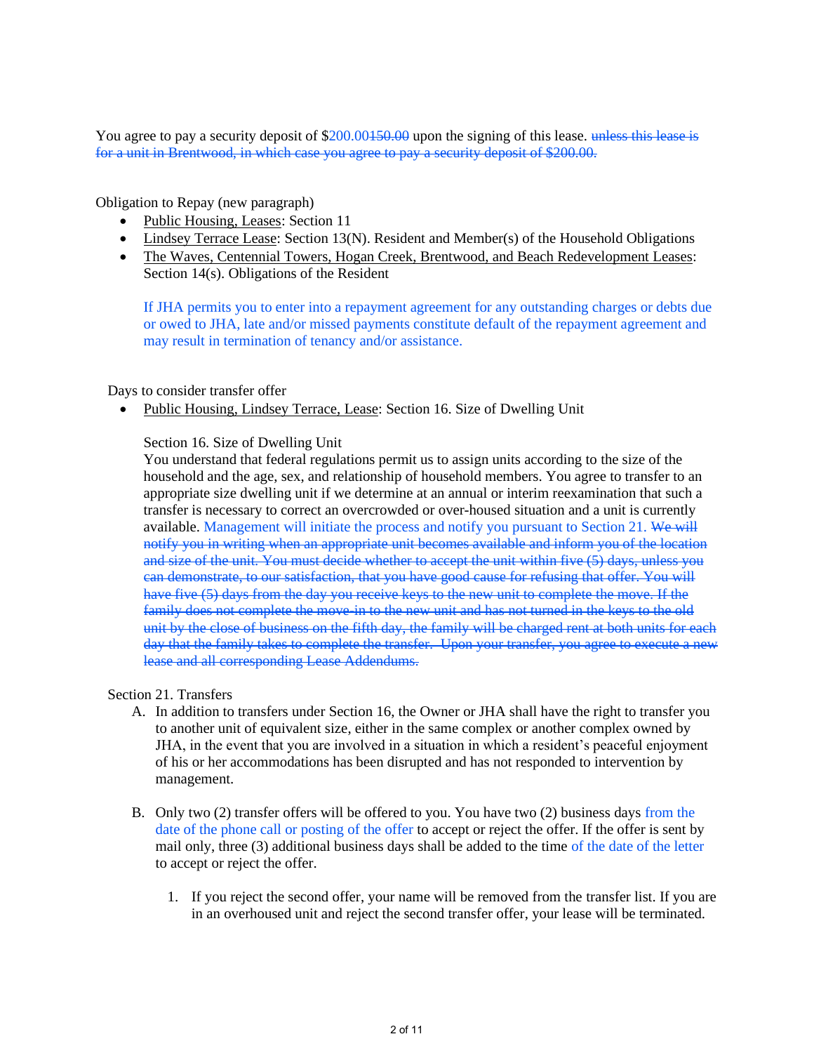You agree to pay a security deposit of $200.00~~150.00~~ upon the signing of this lease. ~~unless this lease is for a unit in Brentwood, in which case you agree to pay a security deposit of $200.00.~~

Obligation to Repay (new paragraph)

- Public Housing, Leases: Section 11
- Lindsey Terrace Lease: Section 13(N). Resident and Member(s) of the Household Obligations
- The Waves, Centennial Towers, Hogan Creek, Brentwood, and Beach Redevelopment Leases: Section 14(s). Obligations of the Resident

  If JHA permits you to enter into a repayment agreement for any outstanding charges or debts due or owed to JHA, late and/or missed payments constitute default of the repayment agreement and may result in termination of tenancy and/or assistance.

Days to consider transfer offer

- Public Housing, Lindsey Terrace, Lease: Section 16. Size of Dwelling Unit

  Section 16. Size of Dwelling Unit
  You understand that federal regulations permit us to assign units according to the size of the household and the age, sex, and relationship of household members. You agree to transfer to an appropriate size dwelling unit if we determine at an annual or interim reexamination that such a transfer is necessary to correct an overcrowded or over-housed situation and a unit is currently available. Management will initiate the process and notify you pursuant to Section 21. ~~We will notify you in writing when an appropriate unit becomes available and inform you of the location and size of the unit. You must decide whether to accept the unit within five (5) days, unless you can demonstrate, to our satisfaction, that you have good cause for refusing that offer. You will have five (5) days from the day you receive keys to the new unit to complete the move. If the family does not complete the move-in to the new unit and has not turned in the keys to the old unit by the close of business on the fifth day, the family will be charged rent at both units for each day that the family takes to complete the transfer. Upon your transfer, you agree to execute a new lease and all corresponding Lease Addendums.~~

Section 21. Transfers

A. In addition to transfers under Section 16, the Owner or JHA shall have the right to transfer you to another unit of equivalent size, either in the same complex or another complex owned by JHA, in the event that you are involved in a situation in which a resident's peaceful enjoyment of his or her accommodations has been disrupted and has not responded to intervention by management.

B. Only two (2) transfer offers will be offered to you. You have two (2) business days from the date of the phone call or posting of the offer to accept or reject the offer. If the offer is sent by mail only, three (3) additional business days shall be added to the time of the date of the letter to accept or reject the offer.

   1. If you reject the second offer, your name will be removed from the transfer list. If you are in an overhoused unit and reject the second transfer offer, your lease will be terminated.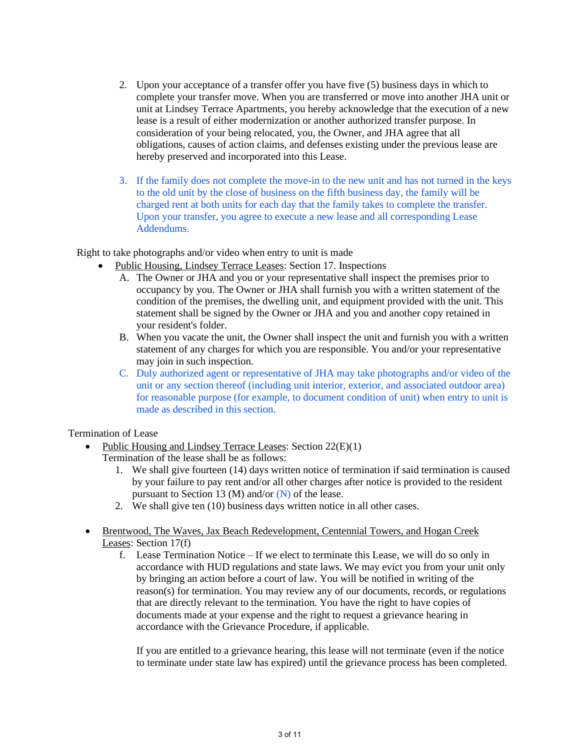2. Upon your acceptance of a transfer offer you have five (5) business days in which to complete your transfer move. When you are transferred or move into another JHA unit or unit at Lindsey Terrace Apartments, you hereby acknowledge that the execution of a new lease is a result of either modernization or another authorized transfer purpose. In consideration of your being relocated, you, the Owner, and JHA agree that all obligations, causes of action claims, and defenses existing under the previous lease are hereby preserved and incorporated into this Lease.

3. If the family does not complete the move-in to the new unit and has not turned in the keys to the old unit by the close of business on the fifth business day, the family will be charged rent at both units for each day that the family takes to complete the transfer. Upon your transfer, you agree to execute a new lease and all corresponding Lease Addendums.

Right to take photographs and/or video when entry to unit is made

- Public Housing, Lindsey Terrace Leases: Section 17. Inspections
  - A. The Owner or JHA and you or your representative shall inspect the premises prior to occupancy by you. The Owner or JHA shall furnish you with a written statement of the condition of the premises, the dwelling unit, and equipment provided with the unit. This statement shall be signed by the Owner or JHA and you and another copy retained in your resident's folder.
  - B. When you vacate the unit, the Owner shall inspect the unit and furnish you with a written statement of any charges for which you are responsible. You and/or your representative may join in such inspection.
  - C. Duly authorized agent or representative of JHA may take photographs and/or video of the unit or any section thereof (including unit interior, exterior, and associated outdoor area) for reasonable purpose (for example, to document condition of unit) when entry to unit is made as described in this section.

Termination of Lease

- Public Housing and Lindsey Terrace Leases: Section 22(E)(1)
  Termination of the lease shall be as follows:
  1. We shall give fourteen (14) days written notice of termination if said termination is caused by your failure to pay rent and/or all other charges after notice is provided to the resident pursuant to Section 13 (M) and/or (N) of the lease.
  2. We shall give ten (10) business days written notice in all other cases.

- Brentwood, The Waves, Jax Beach Redevelopment, Centennial Towers, and Hogan Creek Leases: Section 17(f)
  - f. Lease Termination Notice – If we elect to terminate this Lease, we will do so only in accordance with HUD regulations and state laws. We may evict you from your unit only by bringing an action before a court of law. You will be notified in writing of the reason(s) for termination. You may review any of our documents, records, or regulations that are directly relevant to the termination. You have the right to have copies of documents made at your expense and the right to request a grievance hearing in accordance with the Grievance Procedure, if applicable.

    If you are entitled to a grievance hearing, this lease will not terminate (even if the notice to terminate under state law has expired) until the grievance process has been completed.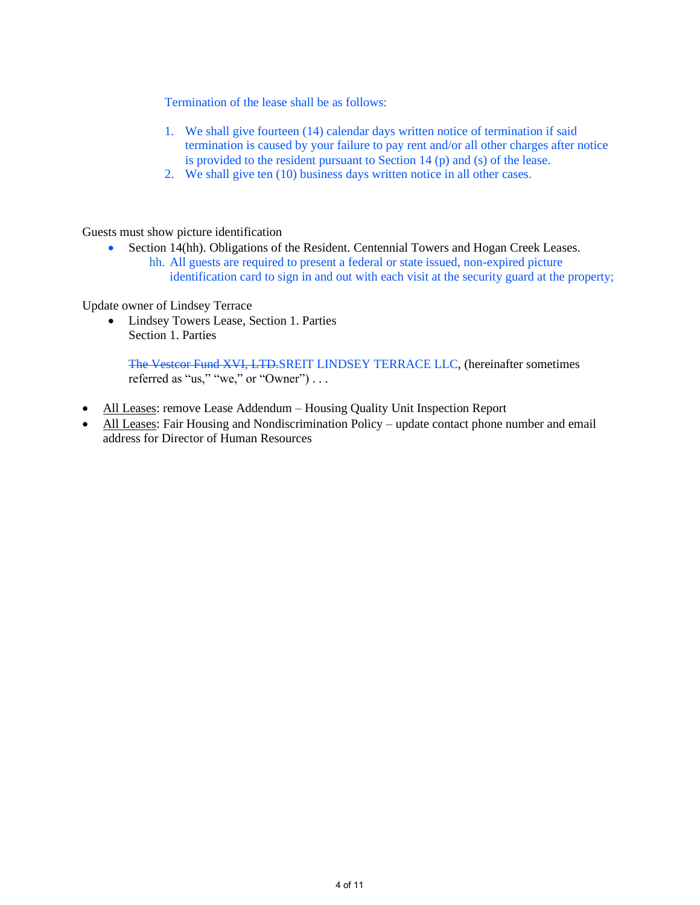Termination of the lease shall be as follows:

1. We shall give fourteen (14) calendar days written notice of termination if said termination is caused by your failure to pay rent and/or all other charges after notice is provided to the resident pursuant to Section 14 (p) and (s) of the lease.
2. We shall give ten (10) business days written notice in all other cases.

Guests must show picture identification

- Section 14(hh). Obligations of the Resident. Centennial Towers and Hogan Creek Leases.
  - hh. All guests are required to present a federal or state issued, non-expired picture identification card to sign in and out with each visit at the security guard at the property;

Update owner of Lindsey Terrace

- Lindsey Towers Lease, Section 1. Parties
  Section 1. Parties

  ~~The Vestcor Fund XVI, LTD.~~SREIT LINDSEY TERRACE LLC, (hereinafter sometimes referred as "us," "we," or "Owner") . . .

- <u>All Leases</u>: remove Lease Addendum – Housing Quality Unit Inspection Report
- <u>All Leases</u>: Fair Housing and Nondiscrimination Policy – update contact phone number and email address for Director of Human Resources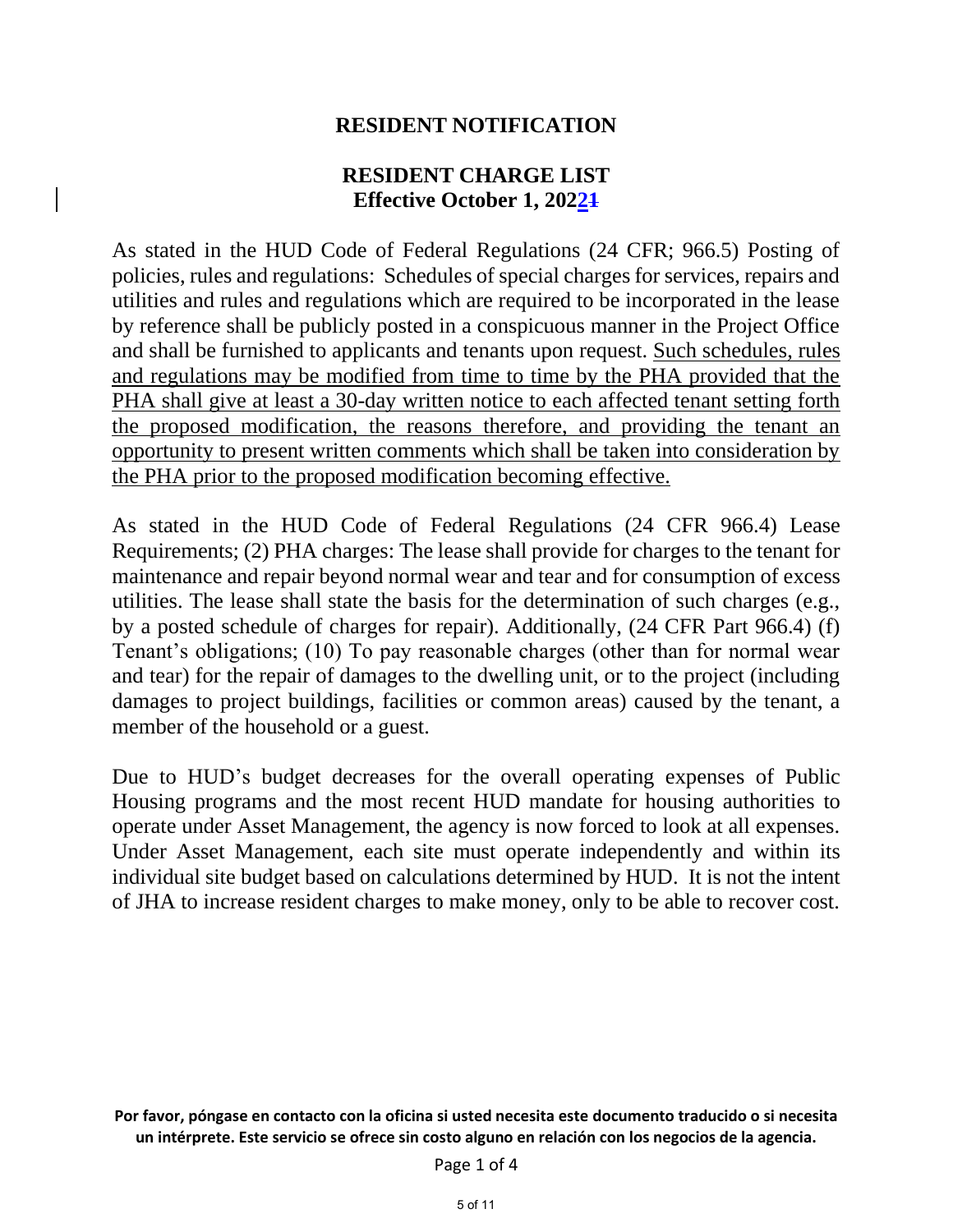## RESIDENT NOTIFICATION

## RESIDENT CHARGE LIST
**Effective October 1, 2022**

As stated in the HUD Code of Federal Regulations (24 CFR; 966.5) Posting of policies, rules and regulations: Schedules of special charges for services, repairs and utilities and rules and regulations which are required to be incorporated in the lease by reference shall be publicly posted in a conspicuous manner in the Project Office and shall be furnished to applicants and tenants upon request. Such schedules, rules and regulations may be modified from time to time by the PHA provided that the PHA shall give at least a 30-day written notice to each affected tenant setting forth the proposed modification, the reasons therefore, and providing the tenant an opportunity to present written comments which shall be taken into consideration by the PHA prior to the proposed modification becoming effective.

As stated in the HUD Code of Federal Regulations (24 CFR 966.4) Lease Requirements; (2) PHA charges: The lease shall provide for charges to the tenant for maintenance and repair beyond normal wear and tear and for consumption of excess utilities. The lease shall state the basis for the determination of such charges (e.g., by a posted schedule of charges for repair). Additionally, (24 CFR Part 966.4) (f) Tenant's obligations; (10) To pay reasonable charges (other than for normal wear and tear) for the repair of damages to the dwelling unit, or to the project (including damages to project buildings, facilities or common areas) caused by the tenant, a member of the household or a guest.

Due to HUD's budget decreases for the overall operating expenses of Public Housing programs and the most recent HUD mandate for housing authorities to operate under Asset Management, the agency is now forced to look at all expenses. Under Asset Management, each site must operate independently and within its individual site budget based on calculations determined by HUD. It is not the intent of JHA to increase resident charges to make money, only to be able to recover cost.

**Por favor, póngase en contacto con la oficina si usted necesita este documento traducido o si necesita un intérprete. Este servicio se ofrece sin costo alguno en relación con los negocios de la agencia.**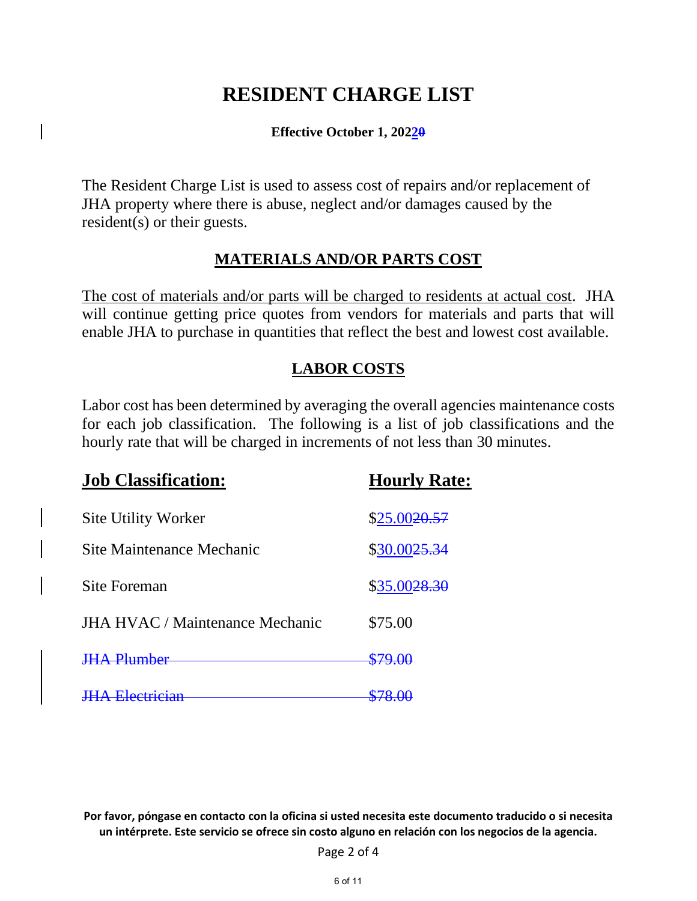# RESIDENT CHARGE LIST

**Effective October 1, 20220**

The Resident Charge List is used to assess cost of repairs and/or replacement of JHA property where there is abuse, neglect and/or damages caused by the resident(s) or their guests.

## MATERIALS AND/OR PARTS COST

The cost of materials and/or parts will be charged to residents at actual cost. JHA will continue getting price quotes from vendors for materials and parts that will enable JHA to purchase in quantities that reflect the best and lowest cost available.

## LABOR COSTS

Labor cost has been determined by averaging the overall agencies maintenance costs for each job classification. The following is a list of job classifications and the hourly rate that will be charged in increments of not less than 30 minutes.

| Job Classification: | Hourly Rate: |
|---|---|
| Site Utility Worker | $25.00~~20.57~~ |
| Site Maintenance Mechanic | $30.00~~25.34~~ |
| Site Foreman | $35.00~~28.30~~ |
| JHA HVAC / Maintenance Mechanic | $75.00 |
| ~~JHA Plumber~~ | ~~$79.00~~ |
| ~~JHA Electrician~~ | ~~$78.00~~ |

**Por favor, póngase en contacto con la oficina si usted necesita este documento traducido o si necesita un intérprete. Este servicio se ofrece sin costo alguno en relación con los negocios de la agencia.**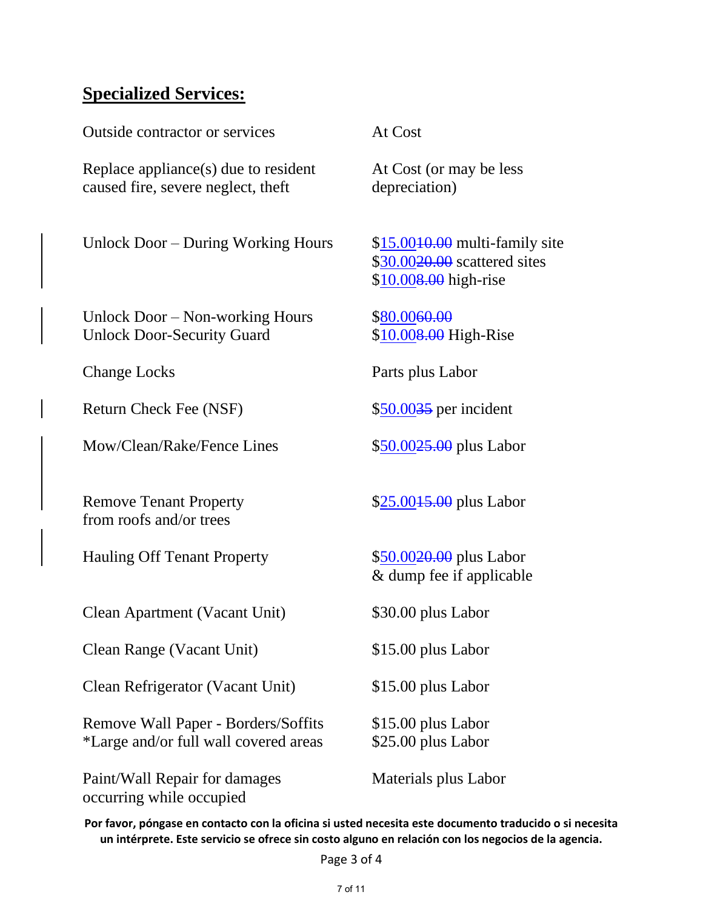## **Specialized Services:**

| | |
|---|---|
| Outside contractor or services | At Cost |
| Replace appliance(s) due to resident caused fire, severe neglect, theft | At Cost (or may be less depreciation) |
| Unlock Door – During Working Hours | $15.00~~10.00~~ multi-family site<br>$30.00~~20.00~~ scattered sites<br>$10.00~~8.00~~ high-rise |
| Unlock Door – Non-working Hours | $80.00~~60.00~~ |
| Unlock Door-Security Guard | $10.00~~8.00~~ High-Rise |
| Change Locks | Parts plus Labor |
| Return Check Fee (NSF) | $50.00~~35~~ per incident |
| Mow/Clean/Rake/Fence Lines | $50.00~~25.00~~ plus Labor |
| Remove Tenant Property from roofs and/or trees | $25.00~~15.00~~ plus Labor |
| Hauling Off Tenant Property | $50.00~~20.00~~ plus Labor & dump fee if applicable |
| Clean Apartment (Vacant Unit) | $30.00 plus Labor |
| Clean Range (Vacant Unit) | $15.00 plus Labor |
| Clean Refrigerator (Vacant Unit) | $15.00 plus Labor |
| Remove Wall Paper - Borders/Soffits<br>*Large and/or full wall covered areas | $15.00 plus Labor<br>$25.00 plus Labor |
| Paint/Wall Repair for damages occurring while occupied | Materials plus Labor |

**Por favor, póngase en contacto con la oficina si usted necesita este documento traducido o si necesita un intérprete. Este servicio se ofrece sin costo alguno en relación con los negocios de la agencia.**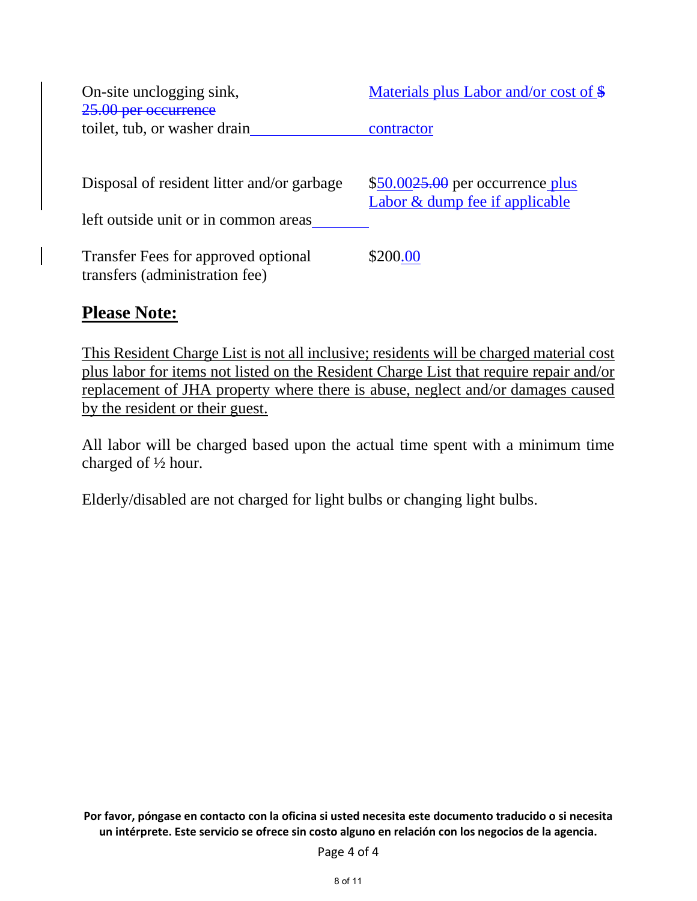| | |
|---|---|
| On-site unclogging sink, ~~25.00 per occurrence~~ toilet, tub, or washer drain | Materials plus Labor and/or cost of ~~$~~ contractor |
| Disposal of resident litter and/or garbage left outside unit or in common areas | $50.00~~25.00~~ per occurrence plus Labor & dump fee if applicable |
| Transfer Fees for approved optional transfers (administration fee) | $200.00 |

## Please Note:

This Resident Charge List is not all inclusive; residents will be charged material cost plus labor for items not listed on the Resident Charge List that require repair and/or replacement of JHA property where there is abuse, neglect and/or damages caused by the resident or their guest.

All labor will be charged based upon the actual time spent with a minimum time charged of ½ hour.

Elderly/disabled are not charged for light bulbs or changing light bulbs.

**Por favor, póngase en contacto con la oficina si usted necesita este documento traducido o si necesita un intérprete. Este servicio se ofrece sin costo alguno en relación con los negocios de la agencia.**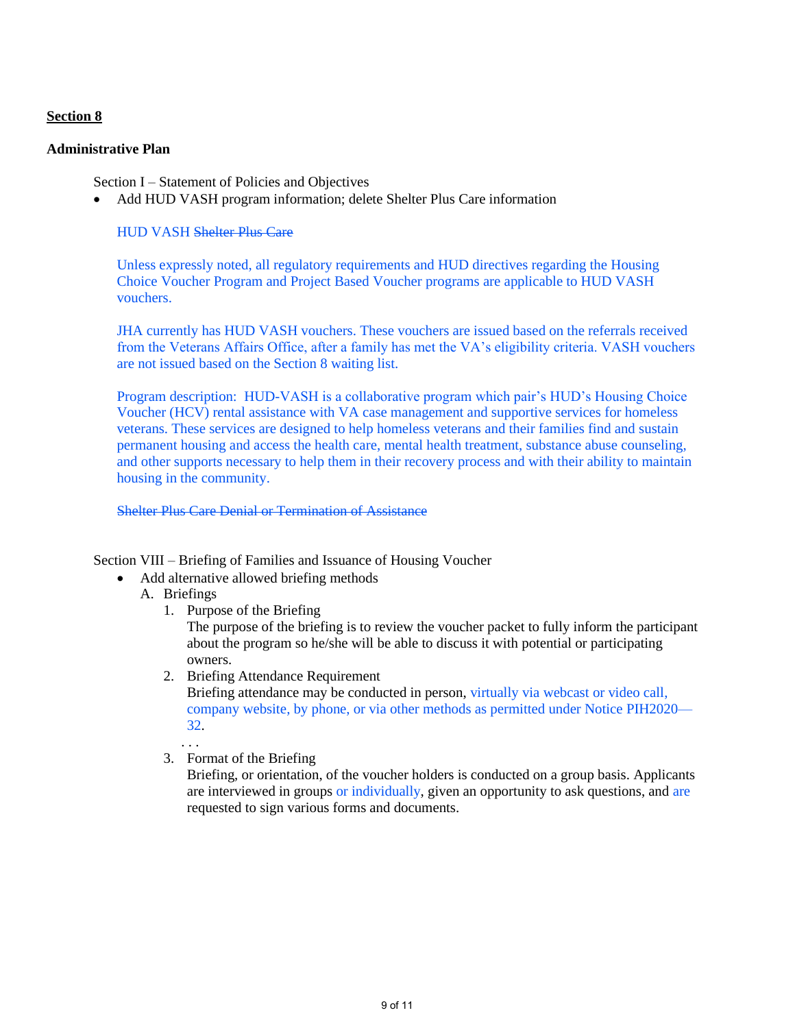**Section 8**

**Administrative Plan**

Section I – Statement of Policies and Objectives

- Add HUD VASH program information; delete Shelter Plus Care information

HUD VASH ~~Shelter Plus Care~~

Unless expressly noted, all regulatory requirements and HUD directives regarding the Housing Choice Voucher Program and Project Based Voucher programs are applicable to HUD VASH vouchers.

JHA currently has HUD VASH vouchers. These vouchers are issued based on the referrals received from the Veterans Affairs Office, after a family has met the VA's eligibility criteria. VASH vouchers are not issued based on the Section 8 waiting list.

Program description: HUD-VASH is a collaborative program which pair's HUD's Housing Choice Voucher (HCV) rental assistance with VA case management and supportive services for homeless veterans. These services are designed to help homeless veterans and their families find and sustain permanent housing and access the health care, mental health treatment, substance abuse counseling, and other supports necessary to help them in their recovery process and with their ability to maintain housing in the community.

~~Shelter Plus Care Denial or Termination of Assistance~~

Section VIII – Briefing of Families and Issuance of Housing Voucher

- Add alternative allowed briefing methods

A. Briefings

1. Purpose of the Briefing
   The purpose of the briefing is to review the voucher packet to fully inform the participant about the program so he/she will be able to discuss it with potential or participating owners.
2. Briefing Attendance Requirement
   Briefing attendance may be conducted in person, virtually via webcast or video call, company website, by phone, or via other methods as permitted under Notice PIH2020—32.

   . . .

3. Format of the Briefing
   Briefing, or orientation, of the voucher holders is conducted on a group basis. Applicants are interviewed in groups or individually, given an opportunity to ask questions, and are requested to sign various forms and documents.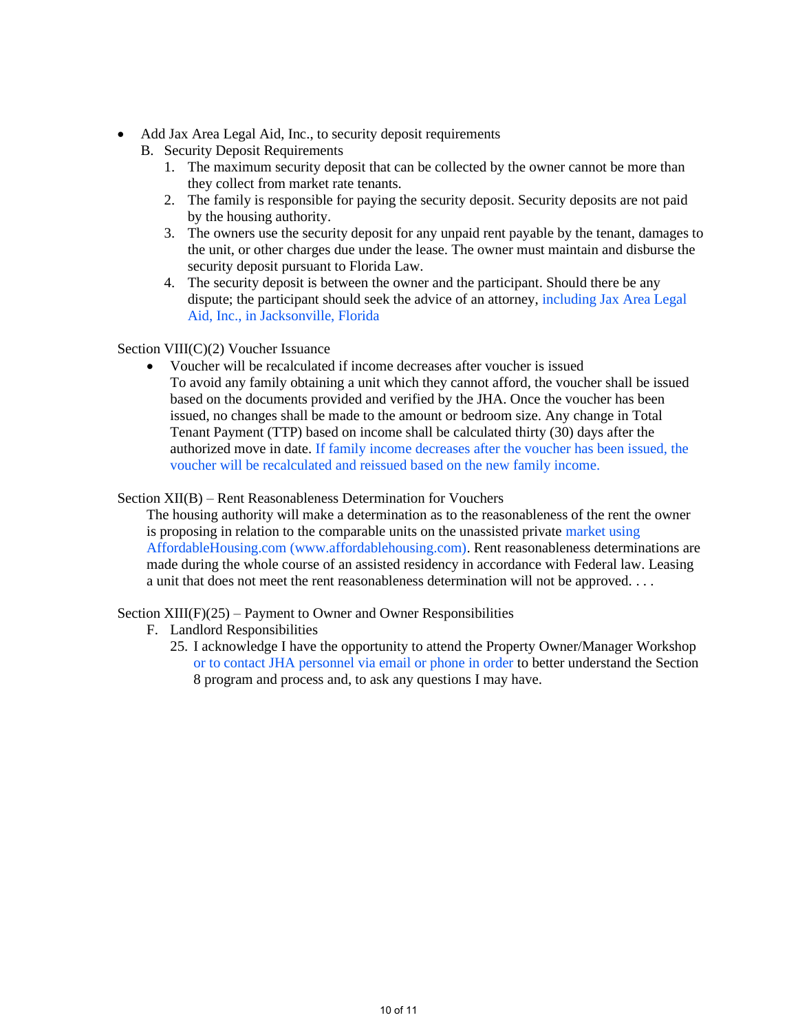- Add Jax Area Legal Aid, Inc., to security deposit requirements
  B. Security Deposit Requirements
     1. The maximum security deposit that can be collected by the owner cannot be more than they collect from market rate tenants.
     2. The family is responsible for paying the security deposit. Security deposits are not paid by the housing authority.
     3. The owners use the security deposit for any unpaid rent payable by the tenant, damages to the unit, or other charges due under the lease. The owner must maintain and disburse the security deposit pursuant to Florida Law.
     4. The security deposit is between the owner and the participant. Should there be any dispute; the participant should seek the advice of an attorney, including Jax Area Legal Aid, Inc., in Jacksonville, Florida

Section VIII(C)(2) Voucher Issuance

- Voucher will be recalculated if income decreases after voucher is issued
  To avoid any family obtaining a unit which they cannot afford, the voucher shall be issued based on the documents provided and verified by the JHA. Once the voucher has been issued, no changes shall be made to the amount or bedroom size. Any change in Total Tenant Payment (TTP) based on income shall be calculated thirty (30) days after the authorized move in date. If family income decreases after the voucher has been issued, the voucher will be recalculated and reissued based on the new family income.

Section XII(B) – Rent Reasonableness Determination for Vouchers

The housing authority will make a determination as to the reasonableness of the rent the owner is proposing in relation to the comparable units on the unassisted private market using AffordableHousing.com (www.affordablehousing.com). Rent reasonableness determinations are made during the whole course of an assisted residency in accordance with Federal law. Leasing a unit that does not meet the rent reasonableness determination will not be approved. . . .

Section XIII(F)(25) – Payment to Owner and Owner Responsibilities

F. Landlord Responsibilities

25. I acknowledge I have the opportunity to attend the Property Owner/Manager Workshop or to contact JHA personnel via email or phone in order to better understand the Section 8 program and process and, to ask any questions I may have.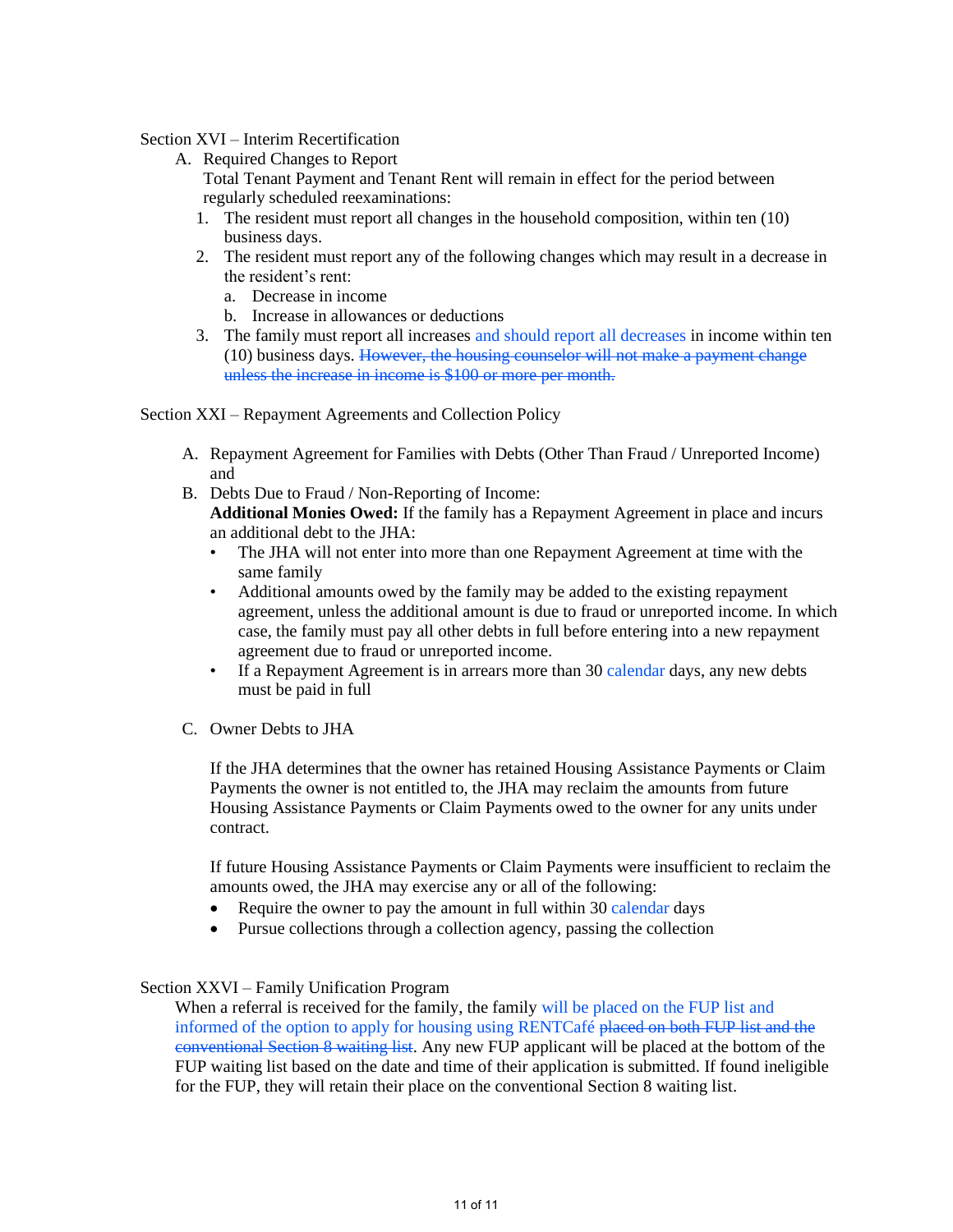Section XVI – Interim Recertification

A. Required Changes to Report

   Total Tenant Payment and Tenant Rent will remain in effect for the period between regularly scheduled reexaminations:

   1. The resident must report all changes in the household composition, within ten (10) business days.
   2. The resident must report any of the following changes which may result in a decrease in the resident's rent:
      a. Decrease in income
      b. Increase in allowances or deductions
   3. The family must report all increases and should report all decreases in income within ten (10) business days. ~~However, the housing counselor will not make a payment change unless the increase in income is $100 or more per month.~~

Section XXI – Repayment Agreements and Collection Policy

A. Repayment Agreement for Families with Debts (Other Than Fraud / Unreported Income) and

B. Debts Due to Fraud / Non-Reporting of Income:

   **Additional Monies Owed:** If the family has a Repayment Agreement in place and incurs an additional debt to the JHA:

   - The JHA will not enter into more than one Repayment Agreement at time with the same family
   - Additional amounts owed by the family may be added to the existing repayment agreement, unless the additional amount is due to fraud or unreported income. In which case, the family must pay all other debts in full before entering into a new repayment agreement due to fraud or unreported income.
   - If a Repayment Agreement is in arrears more than 30 calendar days, any new debts must be paid in full

C. Owner Debts to JHA

   If the JHA determines that the owner has retained Housing Assistance Payments or Claim Payments the owner is not entitled to, the JHA may reclaim the amounts from future Housing Assistance Payments or Claim Payments owed to the owner for any units under contract.

   If future Housing Assistance Payments or Claim Payments were insufficient to reclaim the amounts owed, the JHA may exercise any or all of the following:

   - Require the owner to pay the amount in full within 30 calendar days
   - Pursue collections through a collection agency, passing the collection

Section XXVI – Family Unification Program

When a referral is received for the family, the family will be placed on the FUP list and informed of the option to apply for housing using RENTCafé ~~placed on both FUP list and the conventional Section 8 waiting list~~. Any new FUP applicant will be placed at the bottom of the FUP waiting list based on the date and time of their application is submitted. If found ineligible for the FUP, they will retain their place on the conventional Section 8 waiting list.